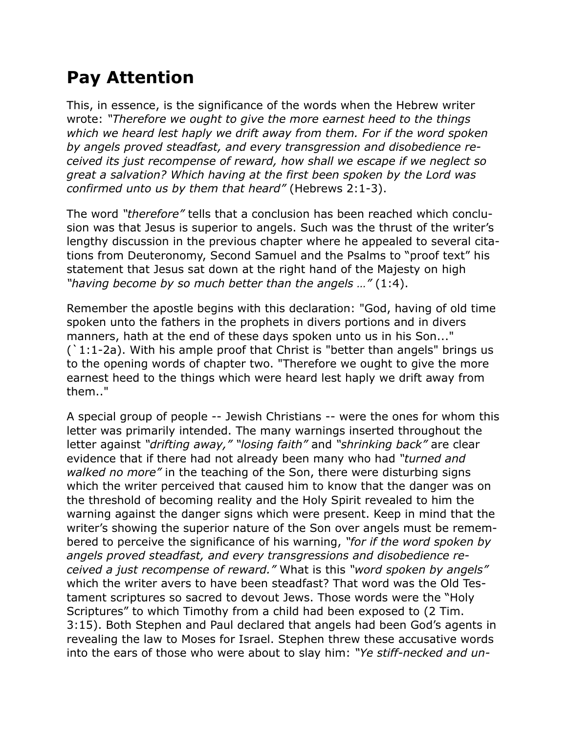# Pay Attention

This, in essence, is the significance of the words when the Hebrew writer wrote: *"Therefore we ought to give the more earnest heed to the things which we heard lest haply we drift away from them. For if the word spoken by angels proved steadfast, and every transgression and disobedience received its just recompense of reward, how shall we escape if we neglect so great a salvation? Which having at the first been spoken by the Lord was confirmed unto us by them that heard"* (Hebrews 2:1-3).

The word *"therefore"* tells that a conclusion has been reached which conclusion was that Jesus is superior to angels. Such was the thrust of the writer's lengthy discussion in the previous chapter where he appealed to several citations from Deuteronomy, Second Samuel and the Psalms to "proof text" his statement that Jesus sat down at the right hand of the Majesty on high *"having become by so much better than the angels …"* (1:4).

Remember the apostle begins with this declaration: "God, having of old time spoken unto the fathers in the prophets in divers portions and in divers manners, hath at the end of these days spoken unto us in his Son..." (`1:1-2a). With his ample proof that Christ is "better than angels" brings us to the opening words of chapter two. "Therefore we ought to give the more earnest heed to the things which were heard lest haply we drift away from them.."

A special group of people -- Jewish Christians -- were the ones for whom this letter was primarily intended. The many warnings inserted throughout the letter against *"drifting away," "losing faith"* and *"shrinking back"* are clear evidence that if there had not already been many who had *"turned and walked no more"* in the teaching of the Son, there were disturbing signs which the writer perceived that caused him to know that the danger was on the threshold of becoming reality and the Holy Spirit revealed to him the warning against the danger signs which were present. Keep in mind that the writer's showing the superior nature of the Son over angels must be remembered to perceive the significance of his warning, *"for if the word spoken by angels proved steadfast, and every transgressions and disobedience received a just recompense of reward."* What is this *"word spoken by angels"* which the writer avers to have been steadfast? That word was the Old Testament scriptures so sacred to devout Jews. Those words were the "Holy Scriptures" to which Timothy from a child had been exposed to (2 Tim. 3:15). Both Stephen and Paul declared that angels had been God's agents in revealing the law to Moses for Israel. Stephen threw these accusative words into the ears of those who were about to slay him: *"Ye stiff-necked and un-*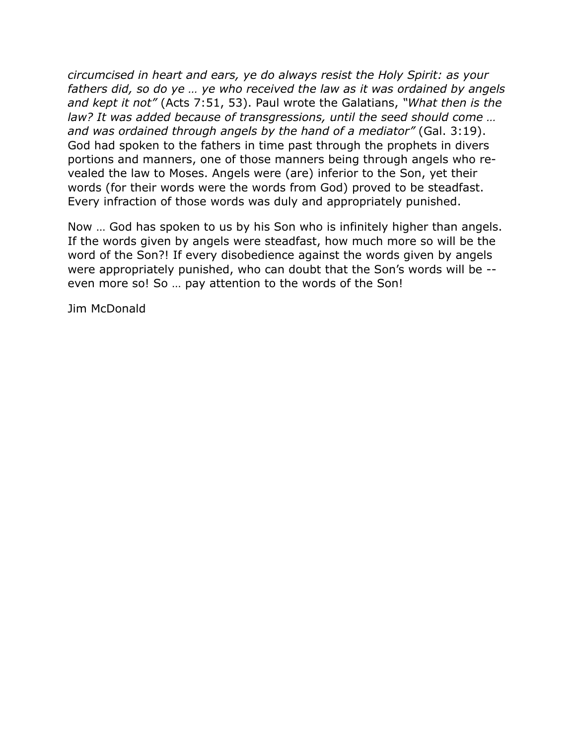*circumcised in heart and ears, ye do always resist the Holy Spirit: as your fathers did, so do ye … ye who received the law as it was ordained by angels and kept it not"* (Acts 7:51, 53). Paul wrote the Galatians, *"What then is the law? It was added because of transgressions, until the seed should come … and was ordained through angels by the hand of a mediator"* (Gal. 3:19). God had spoken to the fathers in time past through the prophets in divers portions and manners, one of those manners being through angels who revealed the law to Moses. Angels were (are) inferior to the Son, yet their words (for their words were the words from God) proved to be steadfast. Every infraction of those words was duly and appropriately punished.

Now … God has spoken to us by his Son who is infinitely higher than angels. If the words given by angels were steadfast, how much more so will be the word of the Son?! If every disobedience against the words given by angels were appropriately punished, who can doubt that the Son's words will be -- even more so! So … pay attention to the words of the Son!

Jim McDonald